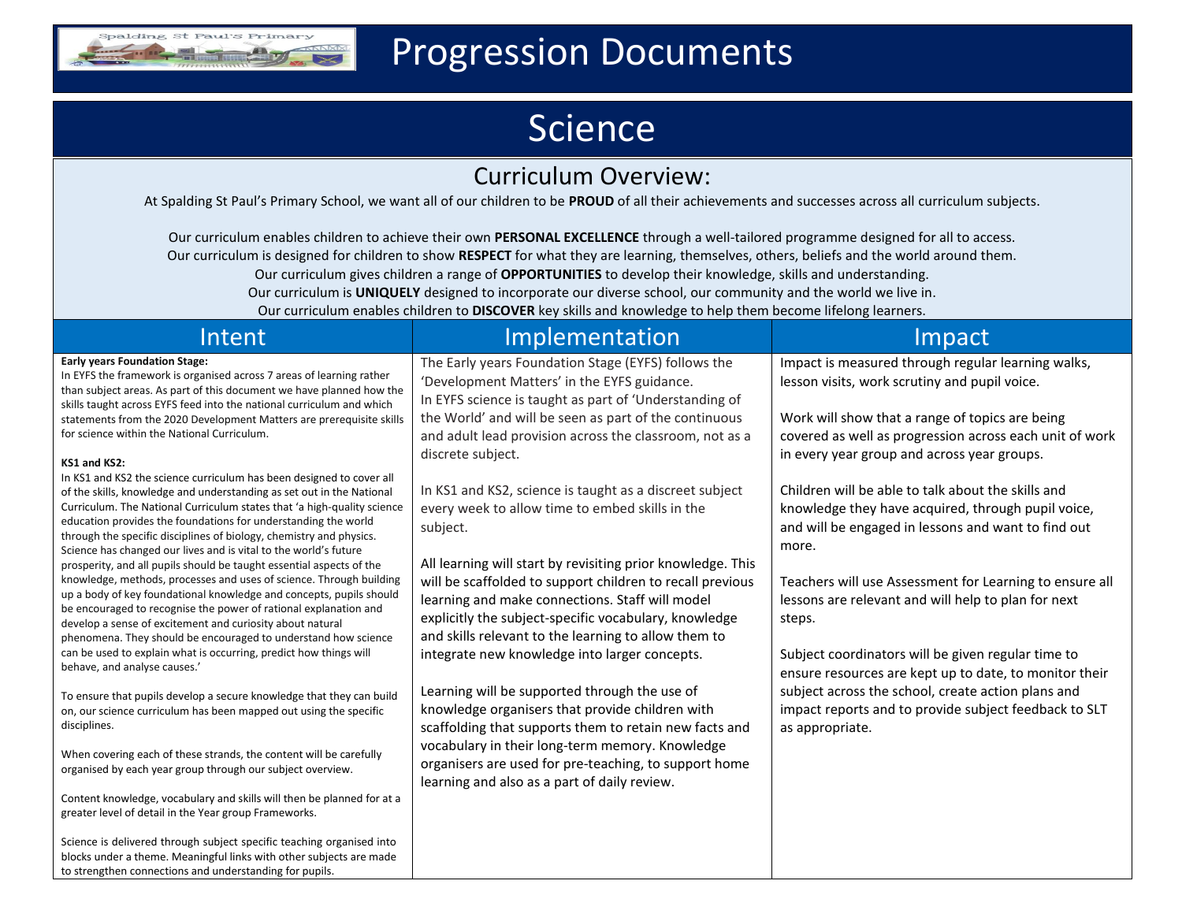# Progression Documents

# Science

## Curriculum Overview:

At Spalding St Paul's Primary School, we want all of our children to be **PROUD** of all their achievements and successes across all curriculum subjects.

Our curriculum enables children to achieve their own **PERSONAL EXCELLENCE** through a well-tailored programme designed for all to access.
Our curriculum is designed for children to show **RESPECT** for what they are learning, themselves, others, beliefs and the world around them.
Our curriculum gives children a range of **OPPORTUNITIES** to develop their knowledge, skills and understanding.
Our curriculum is **UNIQUELY** designed to incorporate our diverse school, our community and the world we live in.
Our curriculum enables children to **DISCOVER** key skills and knowledge to help them become lifelong learners.

## Intent

**Early years Foundation Stage:**
In EYFS the framework is organised across 7 areas of learning rather than subject areas. As part of this document we have planned how the skills taught across EYFS feed into the national curriculum and which statements from the 2020 Development Matters are prerequisite skills for science within the National Curriculum.

**KS1 and KS2:**
In KS1 and KS2 the science curriculum has been designed to cover all of the skills, knowledge and understanding as set out in the National Curriculum. The National Curriculum states that 'a high-quality science education provides the foundations for understanding the world through the specific disciplines of biology, chemistry and physics. Science has changed our lives and is vital to the world's future prosperity, and all pupils should be taught essential aspects of the knowledge, methods, processes and uses of science. Through building up a body of key foundational knowledge and concepts, pupils should be encouraged to recognise the power of rational explanation and develop a sense of excitement and curiosity about natural phenomena. They should be encouraged to understand how science can be used to explain what is occurring, predict how things will behave, and analyse causes.'

To ensure that pupils develop a secure knowledge that they can build on, our science curriculum has been mapped out using the specific disciplines.

When covering each of these strands, the content will be carefully organised by each year group through our subject overview.

Content knowledge, vocabulary and skills will then be planned for at a greater level of detail in the Year group Frameworks.

Science is delivered through subject specific teaching organised into blocks under a theme. Meaningful links with other subjects are made to strengthen connections and understanding for pupils.

## Implementation

The Early years Foundation Stage (EYFS) follows the 'Development Matters' in the EYFS guidance.
In EYFS science is taught as part of 'Understanding of the World' and will be seen as part of the continuous and adult lead provision across the classroom, not as a discrete subject.

In KS1 and KS2, science is taught as a discreet subject every week to allow time to embed skills in the subject.

All learning will start by revisiting prior knowledge. This will be scaffolded to support children to recall previous learning and make connections. Staff will model explicitly the subject-specific vocabulary, knowledge and skills relevant to the learning to allow them to integrate new knowledge into larger concepts.

Learning will be supported through the use of knowledge organisers that provide children with scaffolding that supports them to retain new facts and vocabulary in their long-term memory. Knowledge organisers are used for pre-teaching, to support home learning and also as a part of daily review.

## Impact

Impact is measured through regular learning walks, lesson visits, work scrutiny and pupil voice.

Work will show that a range of topics are being covered as well as progression across each unit of work in every year group and across year groups.

Children will be able to talk about the skills and knowledge they have acquired, through pupil voice, and will be engaged in lessons and want to find out more.

Teachers will use Assessment for Learning to ensure all lessons are relevant and will help to plan for next steps.

Subject coordinators will be given regular time to ensure resources are kept up to date, to monitor their subject across the school, create action plans and impact reports and to provide subject feedback to SLT as appropriate.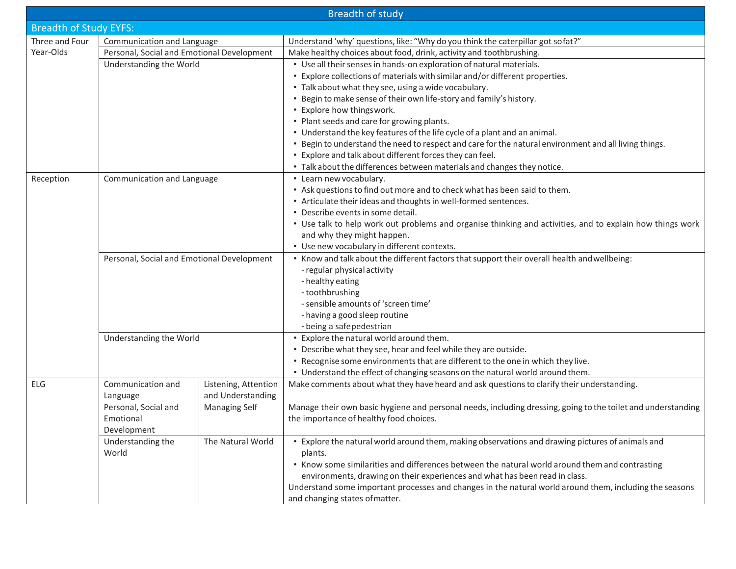## Breadth of study

### Breadth of Study EYFS:

| | | | |
|---|---|---|---|
| Three and Four Year-Olds | Communication and Language | | Understand 'why' questions, like: "Why do you think the caterpillar got so fat?" |
| | Personal, Social and Emotional Development | | Make healthy choices about food, drink, activity and toothbrushing. |
| | Understanding the World | | • Use all their senses in hands-on exploration of natural materials.<br>• Explore collections of materials with similar and/or different properties.<br>• Talk about what they see, using a wide vocabulary.<br>• Begin to make sense of their own life-story and family's history.<br>• Explore how things work.<br>• Plant seeds and care for growing plants.<br>• Understand the key features of the life cycle of a plant and an animal.<br>• Begin to understand the need to respect and care for the natural environment and all living things.<br>• Explore and talk about different forces they can feel.<br>• Talk about the differences between materials and changes they notice. |
| Reception | Communication and Language | | • Learn new vocabulary.<br>• Ask questions to find out more and to check what has been said to them.<br>• Articulate their ideas and thoughts in well-formed sentences.<br>• Describe events in some detail.<br>• Use talk to help work out problems and organise thinking and activities, and to explain how things work and why they might happen.<br>• Use new vocabulary in different contexts. |
| | Personal, Social and Emotional Development | | • Know and talk about the different factors that support their overall health and wellbeing:<br>- regular physical activity<br>- healthy eating<br>- toothbrushing<br>- sensible amounts of 'screen time'<br>- having a good sleep routine<br>- being a safe pedestrian |
| | Understanding the World | | • Explore the natural world around them.<br>• Describe what they see, hear and feel while they are outside.<br>• Recognise some environments that are different to the one in which they live.<br>• Understand the effect of changing seasons on the natural world around them. |
| ELG | Communication and Language | Listening, Attention and Understanding | Make comments about what they have heard and ask questions to clarify their understanding. |
| | Personal, Social and Emotional Development | Managing Self | Manage their own basic hygiene and personal needs, including dressing, going to the toilet and understanding the importance of healthy food choices. |
| | Understanding the World | The Natural World | • Explore the natural world around them, making observations and drawing pictures of animals and plants.<br>• Know some similarities and differences between the natural world around them and contrasting environments, drawing on their experiences and what has been read in class.<br>Understand some important processes and changes in the natural world around them, including the seasons and changing states of matter. |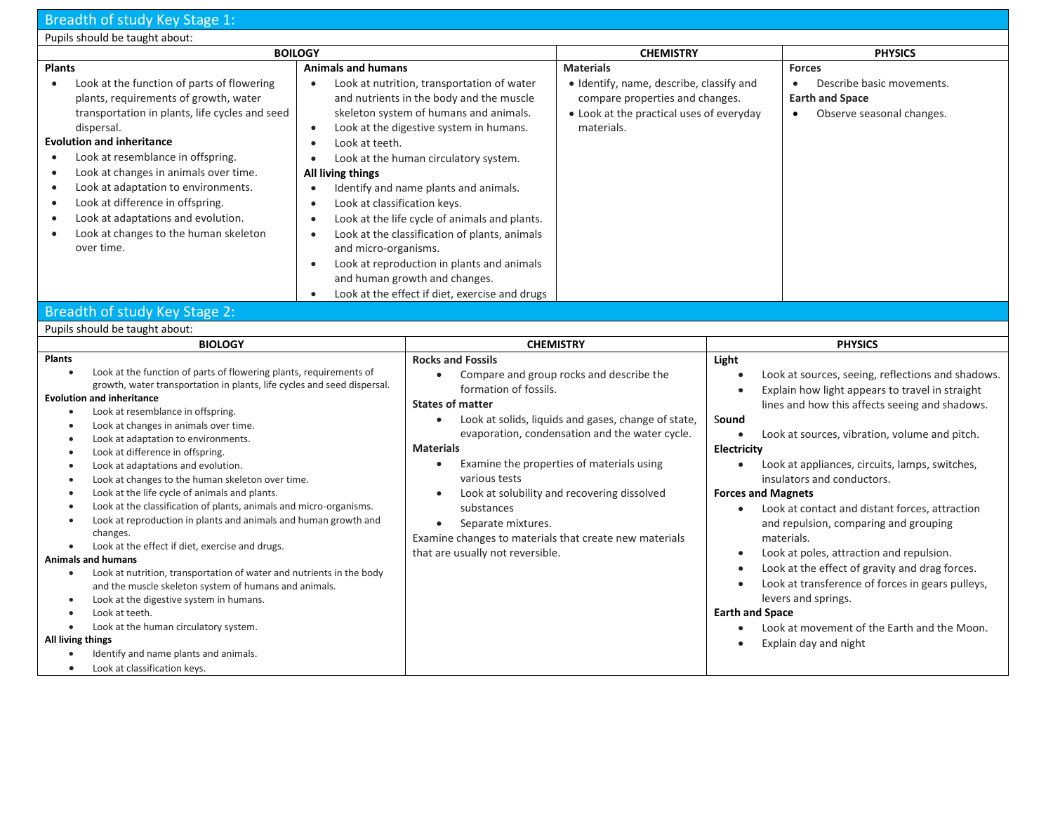## Breadth of study Key Stage 1:

Pupils should be taught about:

| BOILOGY | | CHEMISTRY | PHYSICS |
|---|---|---|---|
| **Plants**<br>• Look at the function of parts of flowering plants, requirements of growth, water transportation in plants, life cycles and seed dispersal.<br>**Evolution and inheritance**<br>• Look at resemblance in offspring.<br>• Look at changes in animals over time.<br>• Look at adaptation to environments.<br>• Look at difference in offspring.<br>• Look at adaptations and evolution.<br>• Look at changes to the human skeleton over time. | **Animals and humans**<br>• Look at nutrition, transportation of water and nutrients in the body and the muscle skeleton system of humans and animals.<br>• Look at the digestive system in humans.<br>• Look at teeth.<br>• Look at the human circulatory system.<br>**All living things**<br>• Identify and name plants and animals.<br>• Look at classification keys.<br>• Look at the life cycle of animals and plants.<br>• Look at the classification of plants, animals and micro-organisms.<br>• Look at reproduction in plants and animals and human growth and changes.<br>• Look at the effect if diet, exercise and drugs | **Materials**<br>• Identify, name, describe, classify and compare properties and changes.<br>• Look at the practical uses of everyday materials. | **Forces**<br>• Describe basic movements.<br>**Earth and Space**<br>• Observe seasonal changes. |

## Breadth of study Key Stage 2:

Pupils should be taught about:

| BIOLOGY | CHEMISTRY | PHYSICS |
|---|---|---|
| **Plants**<br>• Look at the function of parts of flowering plants, requirements of growth, water transportation in plants, life cycles and seed dispersal.<br>**Evolution and inheritance**<br>• Look at resemblance in offspring.<br>• Look at changes in animals over time.<br>• Look at adaptation to environments.<br>• Look at difference in offspring.<br>• Look at adaptations and evolution.<br>• Look at changes to the human skeleton over time.<br>• Look at the life cycle of animals and plants.<br>• Look at the classification of plants, animals and micro-organisms.<br>• Look at reproduction in plants and animals and human growth and changes.<br>• Look at the effect if diet, exercise and drugs.<br>**Animals and humans**<br>• Look at nutrition, transportation of water and nutrients in the body and the muscle skeleton system of humans and animals.<br>• Look at the digestive system in humans.<br>• Look at teeth.<br>• Look at the human circulatory system.<br>**All living things**<br>• Identify and name plants and animals.<br>• Look at classification keys. | **Rocks and Fossils**<br>• Compare and group rocks and describe the formation of fossils.<br>**States of matter**<br>• Look at solids, liquids and gases, change of state, evaporation, condensation and the water cycle.<br>**Materials**<br>• Examine the properties of materials using various tests<br>• Look at solubility and recovering dissolved substances<br>• Separate mixtures.<br>Examine changes to materials that create new materials that are usually not reversible. | **Light**<br>• Look at sources, seeing, reflections and shadows.<br>• Explain how light appears to travel in straight lines and how this affects seeing and shadows.<br>**Sound**<br>• Look at sources, vibration, volume and pitch.<br>**Electricity**<br>• Look at appliances, circuits, lamps, switches, insulators and conductors.<br>**Forces and Magnets**<br>• Look at contact and distant forces, attraction and repulsion, comparing and grouping materials.<br>• Look at poles, attraction and repulsion.<br>• Look at the effect of gravity and drag forces.<br>• Look at transference of forces in gears pulleys, levers and springs.<br>**Earth and Space**<br>• Look at movement of the Earth and the Moon.<br>• Explain day and night |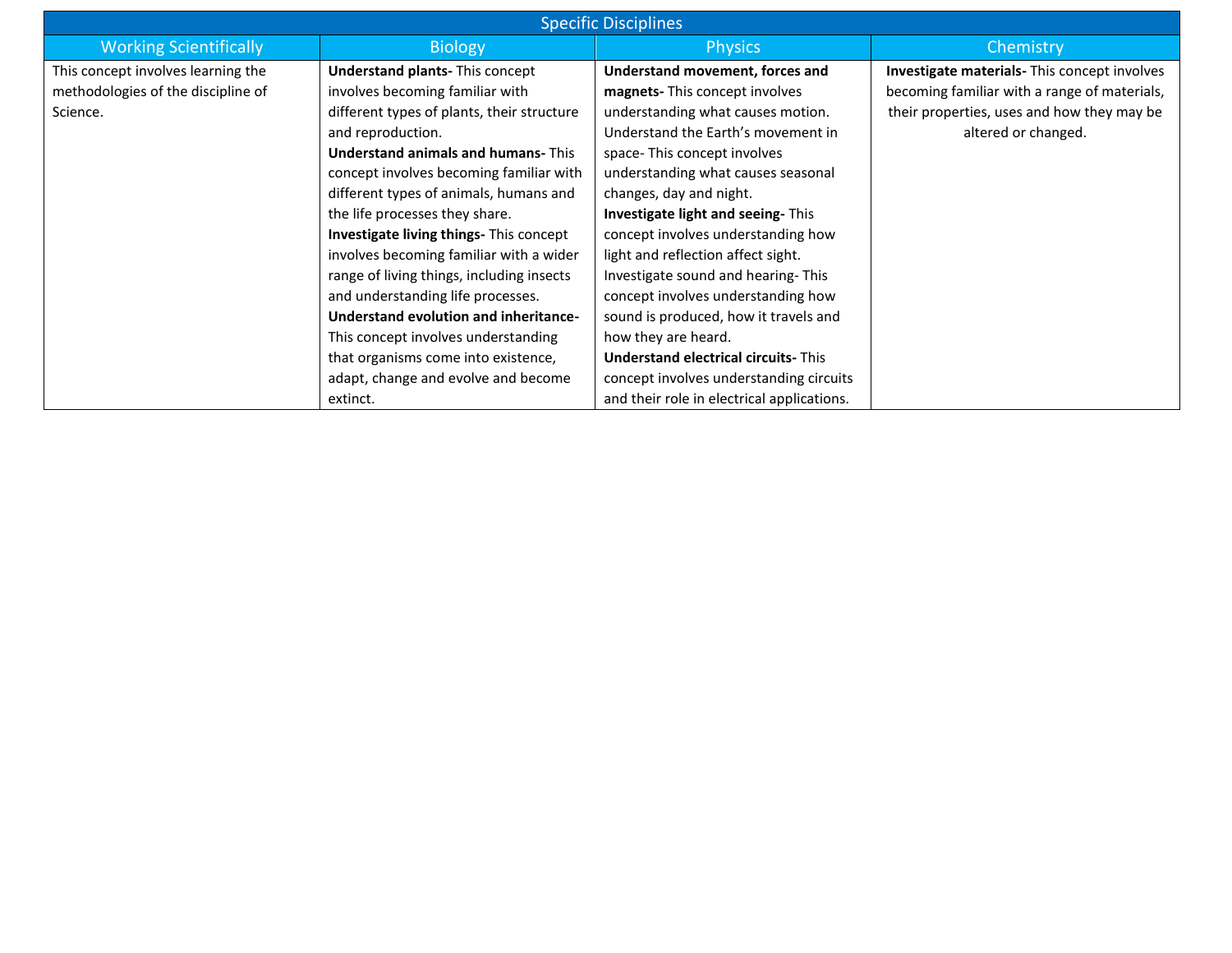| Specific Disciplines | | | |
|---|---|---|---|
| Working Scientifically | Biology | Physics | Chemistry |
| This concept involves learning the methodologies of the discipline of Science. | **Understand plants-** This concept involves becoming familiar with different types of plants, their structure and reproduction.<br>**Understand animals and humans-** This concept involves becoming familiar with different types of animals, humans and the life processes they share.<br>**Investigate living things-** This concept involves becoming familiar with a wider range of living things, including insects and understanding life processes.<br>**Understand evolution and inheritance-** This concept involves understanding that organisms come into existence, adapt, change and evolve and become extinct. | **Understand movement, forces and magnets-** This concept involves understanding what causes motion.<br>Understand the Earth's movement in space- This concept involves understanding what causes seasonal changes, day and night.<br>**Investigate light and seeing-** This concept involves understanding how light and reflection affect sight.<br>Investigate sound and hearing- This concept involves understanding how sound is produced, how it travels and how they are heard.<br>**Understand electrical circuits-** This concept involves understanding circuits and their role in electrical applications. | **Investigate materials-** This concept involves becoming familiar with a range of materials, their properties, uses and how they may be altered or changed. |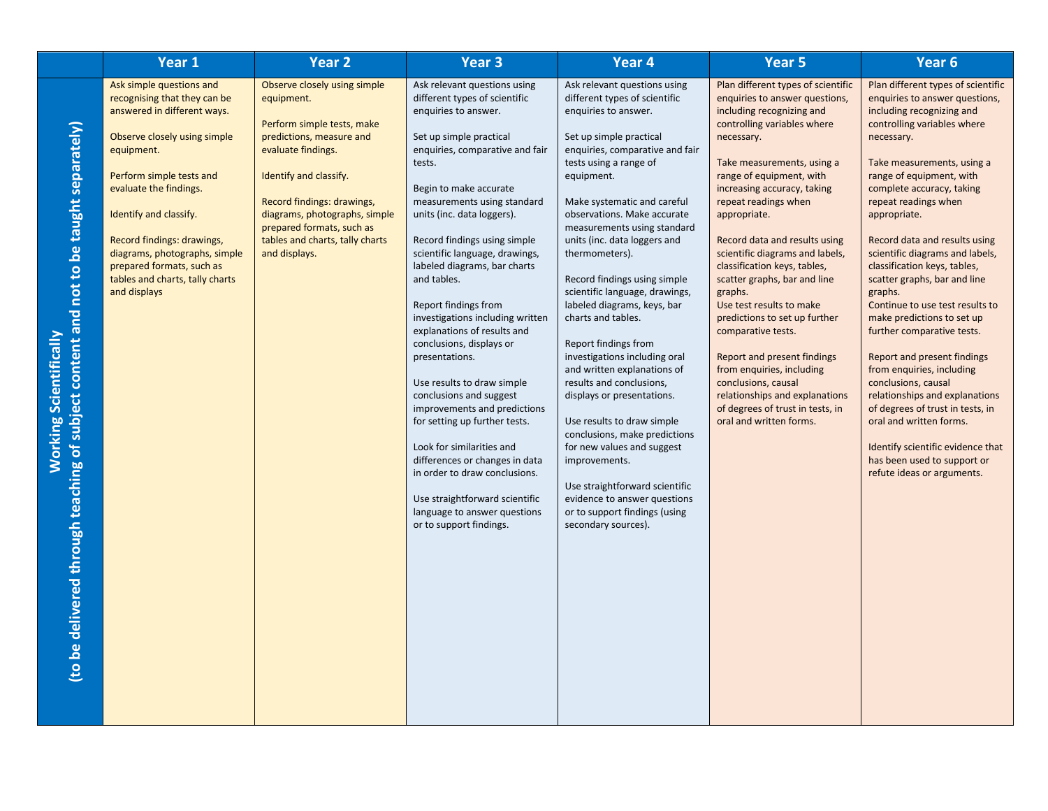| | Year 1 | Year 2 | Year 3 | Year 4 | Year 5 | Year 6 |
|---|---|---|---|---|---|---|
| **Working Scientifically (to be delivered through teaching of subject content and not to be taught separately)** | Ask simple questions and recognising that they can be answered in different ways.<br><br>Observe closely using simple equipment.<br><br>Perform simple tests and evaluate the findings.<br><br>Identify and classify.<br><br>Record findings: drawings, diagrams, photographs, simple prepared formats, such as tables and charts, tally charts and displays | Observe closely using simple equipment.<br><br>Perform simple tests, make predictions, measure and evaluate findings.<br><br>Identify and classify.<br><br>Record findings: drawings, diagrams, photographs, simple prepared formats, such as tables and charts, tally charts and displays. | Ask relevant questions using different types of scientific enquiries to answer.<br><br>Set up simple practical enquiries, comparative and fair tests.<br><br>Begin to make accurate measurements using standard units (inc. data loggers).<br><br>Record findings using simple scientific language, drawings, labeled diagrams, bar charts and tables.<br><br>Report findings from investigations including written explanations of results and conclusions, displays or presentations.<br><br>Use results to draw simple conclusions and suggest improvements and predictions for setting up further tests.<br><br>Look for similarities and differences or changes in data in order to draw conclusions.<br><br>Use straightforward scientific language to answer questions or to support findings. | Ask relevant questions using different types of scientific enquiries to answer.<br><br>Set up simple practical enquiries, comparative and fair tests using a range of equipment.<br><br>Make systematic and careful observations. Make accurate measurements using standard units (inc. data loggers and thermometers).<br><br>Record findings using simple scientific language, drawings, labeled diagrams, keys, bar charts and tables.<br><br>Report findings from investigations including oral and written explanations of results and conclusions, displays or presentations.<br><br>Use results to draw simple conclusions, make predictions for new values and suggest improvements.<br><br>Use straightforward scientific evidence to answer questions or to support findings (using secondary sources). | Plan different types of scientific enquiries to answer questions, including recognizing and controlling variables where necessary.<br><br>Take measurements, using a range of equipment, with increasing accuracy, taking repeat readings when appropriate.<br><br>Record data and results using scientific diagrams and labels, classification keys, tables, scatter graphs, bar and line graphs.<br>Use test results to make predictions to set up further comparative tests.<br><br>Report and present findings from enquiries, including conclusions, causal relationships and explanations of degrees of trust in tests, in oral and written forms. | Plan different types of scientific enquiries to answer questions, including recognizing and controlling variables where necessary.<br><br>Take measurements, using a range of equipment, with complete accuracy, taking repeat readings when appropriate.<br><br>Record data and results using scientific diagrams and labels, classification keys, tables, scatter graphs, bar and line graphs.<br>Continue to use test results to make predictions to set up further comparative tests.<br><br>Report and present findings from enquiries, including conclusions, causal relationships and explanations of degrees of trust in tests, in oral and written forms.<br><br>Identify scientific evidence that has been used to support or refute ideas or arguments. |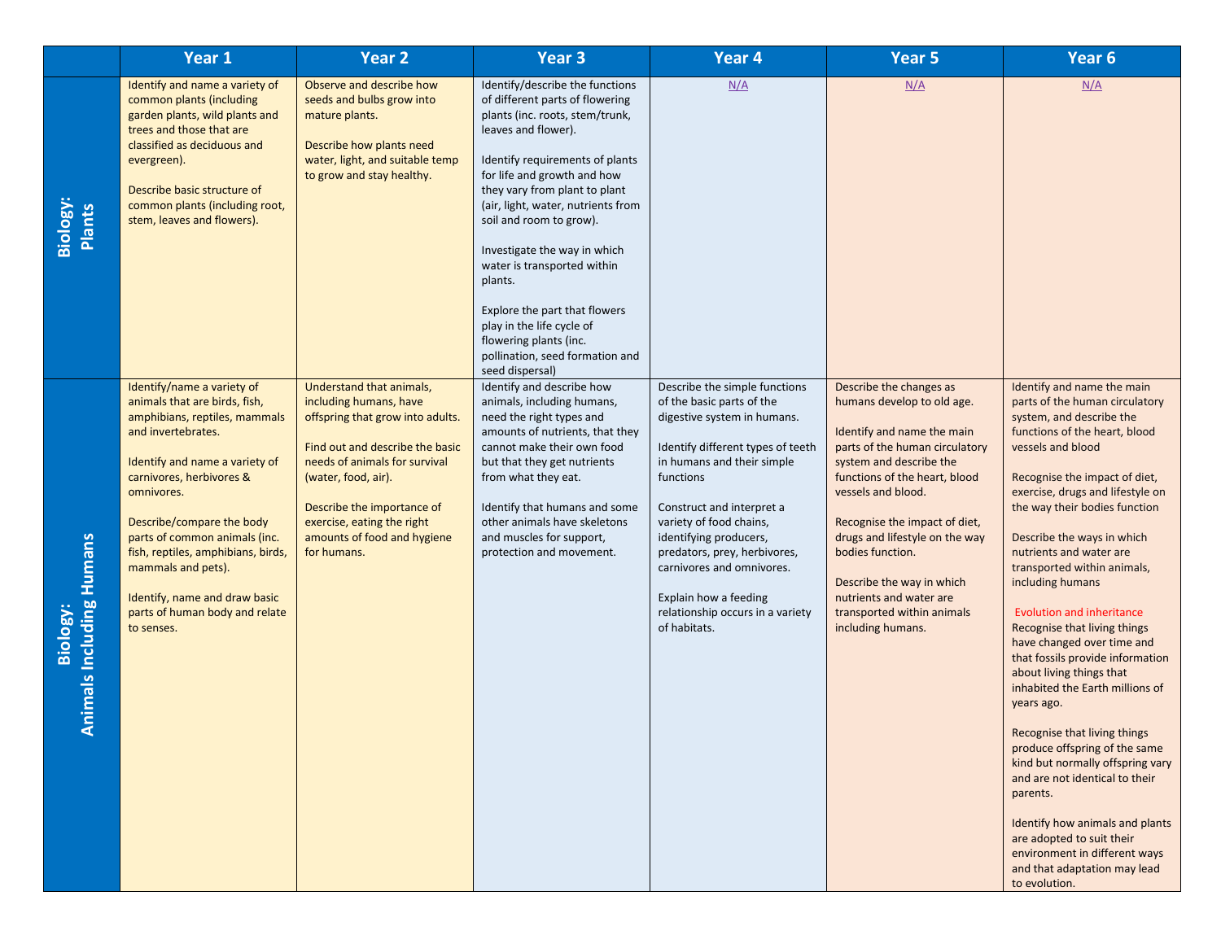| | Year 1 | Year 2 | Year 3 | Year 4 | Year 5 | Year 6 |
|---|---|---|---|---|---|---|
| **Biology: Plants** | Identify and name a variety of common plants (including garden plants, wild plants and trees and those that are classified as deciduous and evergreen).<br><br>Describe basic structure of common plants (including root, stem, leaves and flowers). | Observe and describe how seeds and bulbs grow into mature plants.<br><br>Describe how plants need water, light, and suitable temp to grow and stay healthy. | Identify/describe the functions of different parts of flowering plants (inc. roots, stem/trunk, leaves and flower).<br><br>Identify requirements of plants for life and growth and how they vary from plant to plant (air, light, water, nutrients from soil and room to grow).<br><br>Investigate the way in which water is transported within plants.<br><br>Explore the part that flowers play in the life cycle of flowering plants (inc. pollination, seed formation and seed dispersal) | N/A | N/A | N/A |
| **Biology: Animals Including Humans** | Identify/name a variety of animals that are birds, fish, amphibians, reptiles, mammals and invertebrates.<br><br>Identify and name a variety of carnivores, herbivores & omnivores.<br><br>Describe/compare the body parts of common animals (inc. fish, reptiles, amphibians, birds, mammals and pets).<br><br>Identify, name and draw basic parts of human body and relate to senses. | Understand that animals, including humans, have offspring that grow into adults.<br><br>Find out and describe the basic needs of animals for survival (water, food, air).<br><br>Describe the importance of exercise, eating the right amounts of food and hygiene for humans. | Identify and describe how animals, including humans, need the right types and amounts of nutrients, that they cannot make their own food but that they get nutrients from what they eat.<br><br>Identify that humans and some other animals have skeletons and muscles for support, protection and movement. | Describe the simple functions of the basic parts of the digestive system in humans.<br><br>Identify different types of teeth in humans and their simple functions<br><br>Construct and interpret a variety of food chains, identifying producers, predators, prey, herbivores, carnivores and omnivores.<br><br>Explain how a feeding relationship occurs in a variety of habitats. | Describe the changes as humans develop to old age.<br><br>Identify and name the main parts of the human circulatory system and describe the functions of the heart, blood vessels and blood.<br><br>Recognise the impact of diet, drugs and lifestyle on the way bodies function.<br><br>Describe the way in which nutrients and water are transported within animals including humans. | Identify and name the main parts of the human circulatory system, and describe the functions of the heart, blood vessels and blood<br><br>Recognise the impact of diet, exercise, drugs and lifestyle on the way their bodies function<br><br>Describe the ways in which nutrients and water are transported within animals, including humans<br><br>Evolution and inheritance<br>Recognise that living things have changed over time and that fossils provide information about living things that inhabited the Earth millions of years ago.<br><br>Recognise that living things produce offspring of the same kind but normally offspring vary and are not identical to their parents.<br><br>Identify how animals and plants are adopted to suit their environment in different ways and that adaptation may lead to evolution. |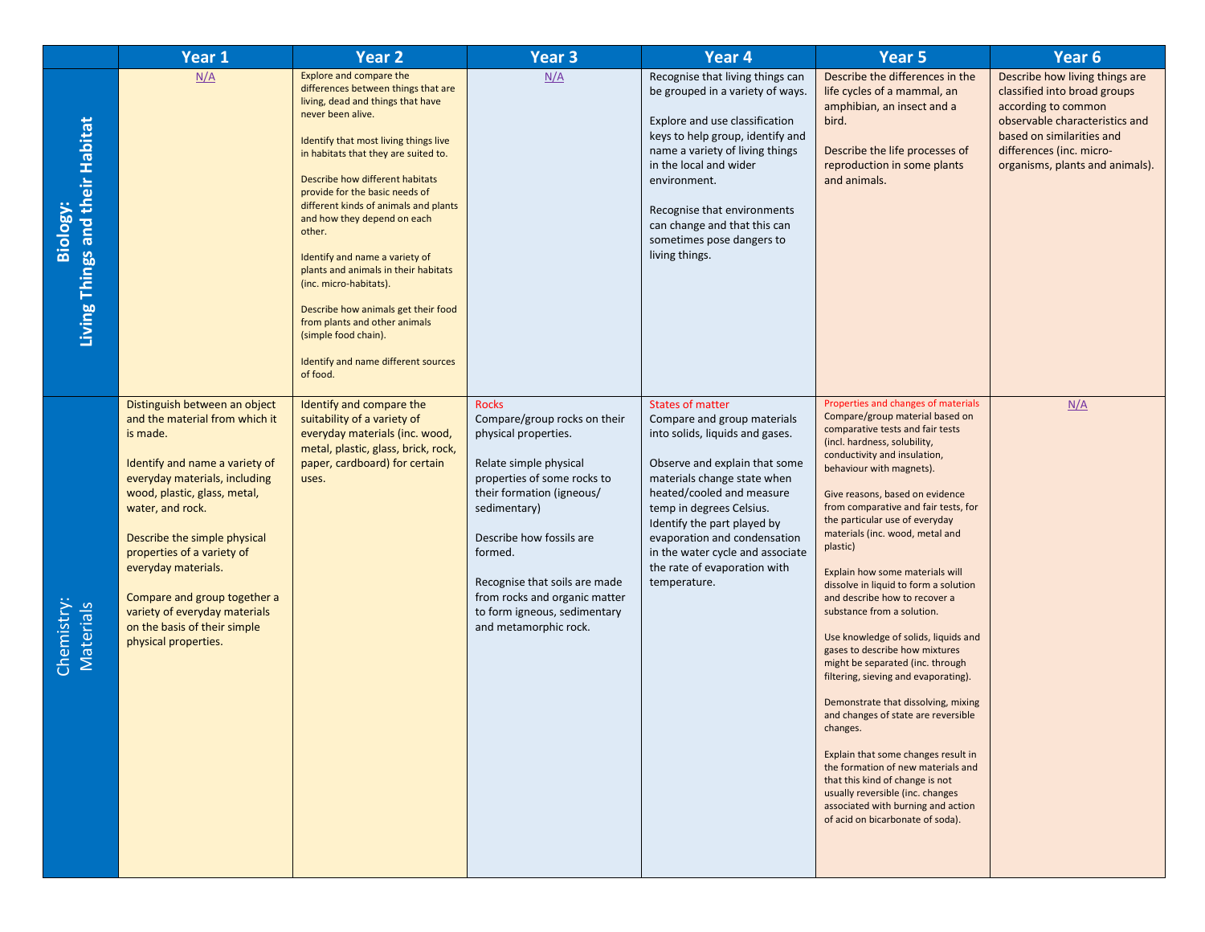| | Year 1 | Year 2 | Year 3 | Year 4 | Year 5 | Year 6 |
|---|---|---|---|---|---|---|
| **Biology: Living Things and their Habitat** | N/A | Explore and compare the differences between things that are living, dead and things that have never been alive.<br><br>Identify that most living things live in habitats that they are suited to.<br><br>Describe how different habitats provide for the basic needs of different kinds of animals and plants and how they depend on each other.<br><br>Identify and name a variety of plants and animals in their habitats (inc. micro-habitats).<br><br>Describe how animals get their food from plants and other animals (simple food chain).<br><br>Identify and name different sources of food. | N/A | Recognise that living things can be grouped in a variety of ways.<br><br>Explore and use classification keys to help group, identify and name a variety of living things in the local and wider environment.<br><br>Recognise that environments can change and that this can sometimes pose dangers to living things. | Describe the differences in the life cycles of a mammal, an amphibian, an insect and a bird.<br><br>Describe the life processes of reproduction in some plants and animals. | Describe how living things are classified into broad groups according to common observable characteristics and based on similarities and differences (inc. micro-organisms, plants and animals). |
| Chemistry: Materials | Distinguish between an object and the material from which it is made.<br><br>Identify and name a variety of everyday materials, including wood, plastic, glass, metal, water, and rock.<br><br>Describe the simple physical properties of a variety of everyday materials.<br><br>Compare and group together a variety of everyday materials on the basis of their simple physical properties. | Identify and compare the suitability of a variety of everyday materials (inc. wood, metal, plastic, glass, brick, rock, paper, cardboard) for certain uses. | Rocks<br>Compare/group rocks on their physical properties.<br><br>Relate simple physical properties of some rocks to their formation (igneous/ sedimentary)<br><br>Describe how fossils are formed.<br><br>Recognise that soils are made from rocks and organic matter to form igneous, sedimentary and metamorphic rock. | States of matter<br>Compare and group materials into solids, liquids and gases.<br><br>Observe and explain that some materials change state when heated/cooled and measure temp in degrees Celsius.<br>Identify the part played by evaporation and condensation in the water cycle and associate the rate of evaporation with temperature. | Properties and changes of materials<br>Compare/group material based on comparative tests and fair tests (incl. hardness, solubility, conductivity and insulation, behaviour with magnets).<br><br>Give reasons, based on evidence from comparative and fair tests, for the particular use of everyday materials (inc. wood, metal and plastic)<br><br>Explain how some materials will dissolve in liquid to form a solution and describe how to recover a substance from a solution.<br><br>Use knowledge of solids, liquids and gases to describe how mixtures might be separated (inc. through filtering, sieving and evaporating).<br><br>Demonstrate that dissolving, mixing and changes of state are reversible changes.<br><br>Explain that some changes result in the formation of new materials and that this kind of change is not usually reversible (inc. changes associated with burning and action of acid on bicarbonate of soda). | N/A |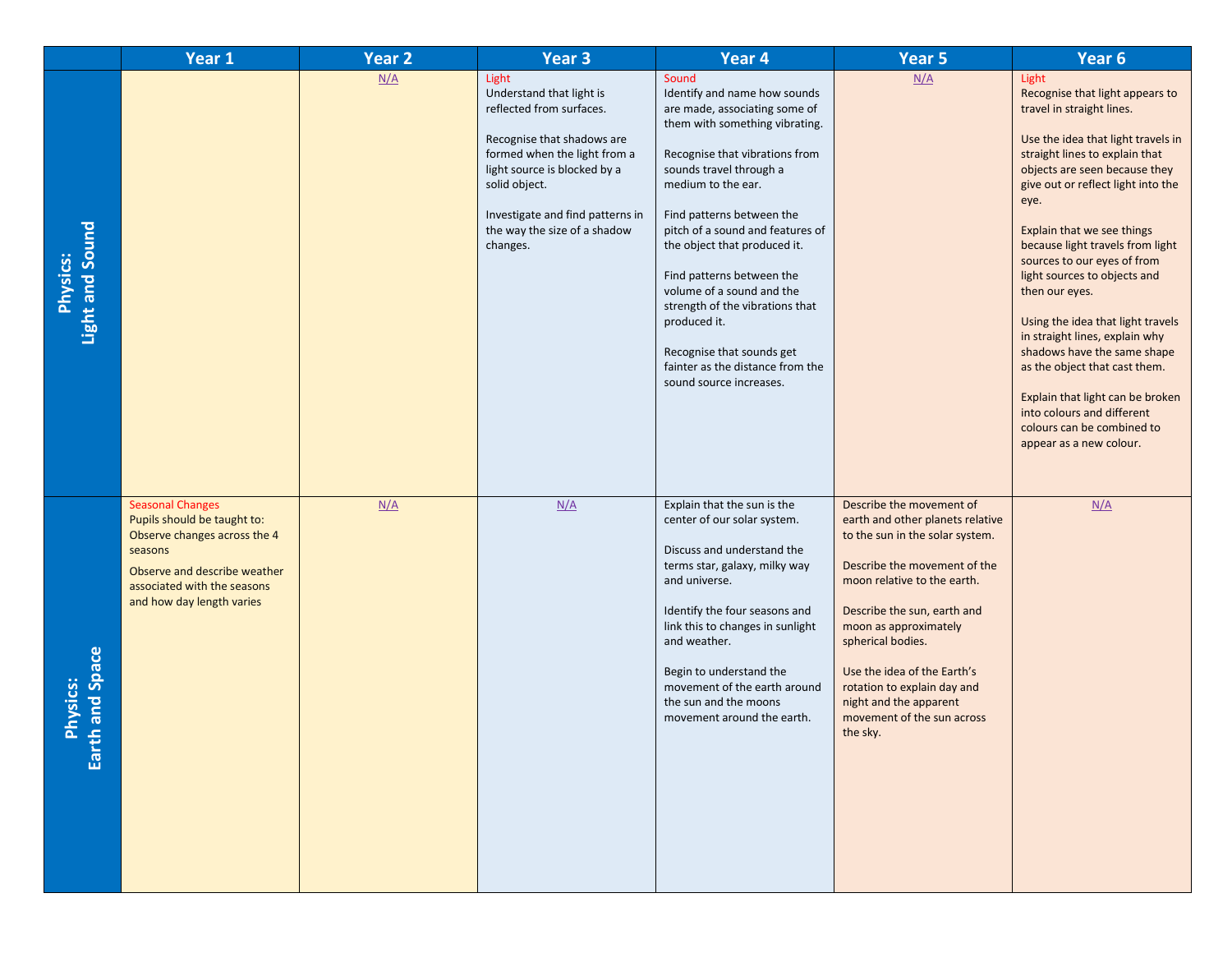| | Year 1 | Year 2 | Year 3 | Year 4 | Year 5 | Year 6 |
|---|---|---|---|---|---|---|
| **Physics: Light and Sound** | | N/A | Light<br>Understand that light is reflected from surfaces.<br><br>Recognise that shadows are formed when the light from a light source is blocked by a solid object.<br><br>Investigate and find patterns in the way the size of a shadow changes. | Sound<br>Identify and name how sounds are made, associating some of them with something vibrating.<br><br>Recognise that vibrations from sounds travel through a medium to the ear.<br><br>Find patterns between the pitch of a sound and features of the object that produced it.<br><br>Find patterns between the volume of a sound and the strength of the vibrations that produced it.<br><br>Recognise that sounds get fainter as the distance from the sound source increases. | N/A | Light<br>Recognise that light appears to travel in straight lines.<br><br>Use the idea that light travels in straight lines to explain that objects are seen because they give out or reflect light into the eye.<br><br>Explain that we see things because light travels from light sources to our eyes of from light sources to objects and then our eyes.<br><br>Using the idea that light travels in straight lines, explain why shadows have the same shape as the object that cast them.<br><br>Explain that light can be broken into colours and different colours can be combined to appear as a new colour. |
| **Physics: Earth and Space** | Seasonal Changes<br>Pupils should be taught to:<br>Observe changes across the 4 seasons<br>Observe and describe weather associated with the seasons and how day length varies | N/A | N/A | Explain that the sun is the center of our solar system.<br><br>Discuss and understand the terms star, galaxy, milky way and universe.<br><br>Identify the four seasons and link this to changes in sunlight and weather.<br><br>Begin to understand the movement of the earth around the sun and the moons movement around the earth. | Describe the movement of earth and other planets relative to the sun in the solar system.<br><br>Describe the movement of the moon relative to the earth.<br><br>Describe the sun, earth and moon as approximately spherical bodies.<br><br>Use the idea of the Earth's rotation to explain day and night and the apparent movement of the sun across the sky. | N/A |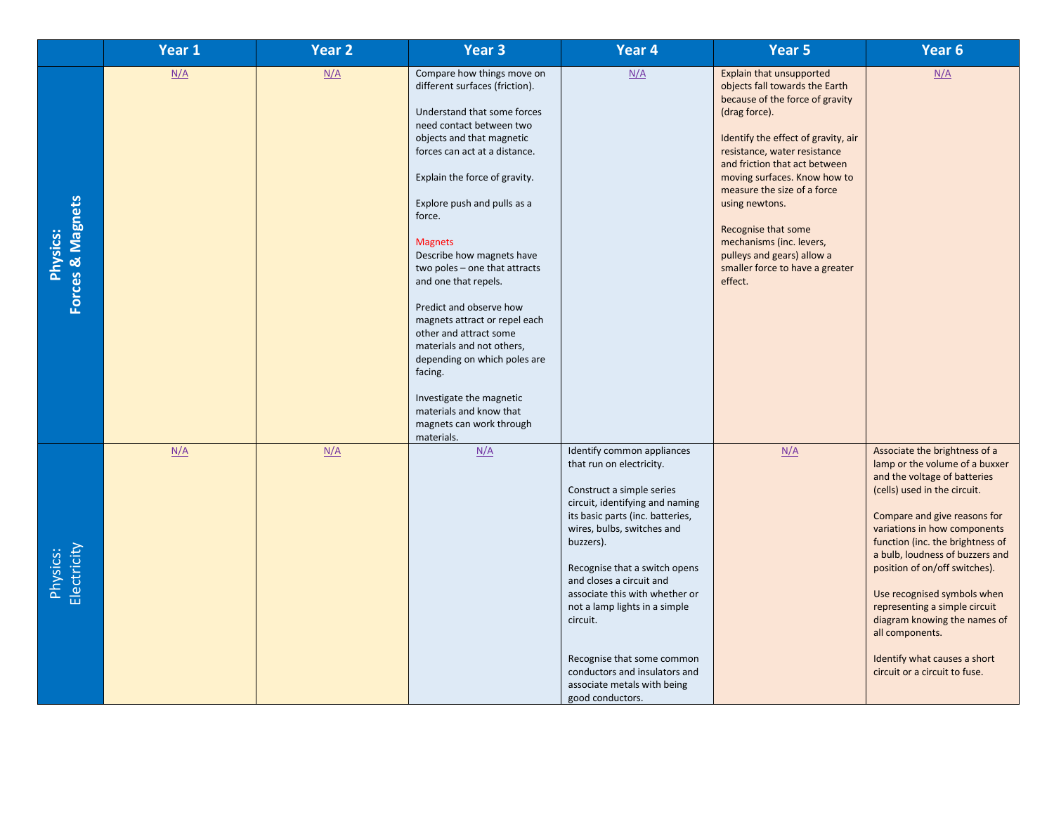| | Year 1 | Year 2 | Year 3 | Year 4 | Year 5 | Year 6 |
|---|---|---|---|---|---|---|
| **Physics: Forces & Magnets** | N/A | N/A | Compare how things move on different surfaces (friction).<br><br>Understand that some forces need contact between two objects and that magnetic forces can act at a distance.<br><br>Explain the force of gravity.<br><br>Explore push and pulls as a force.<br><br>Magnets<br>Describe how magnets have two poles – one that attracts and one that repels.<br><br>Predict and observe how magnets attract or repel each other and attract some materials and not others, depending on which poles are facing.<br><br>Investigate the magnetic materials and know that magnets can work through materials. | N/A | Explain that unsupported objects fall towards the Earth because of the force of gravity (drag force).<br><br>Identify the effect of gravity, air resistance, water resistance and friction that act between moving surfaces. Know how to measure the size of a force using newtons.<br><br>Recognise that some mechanisms (inc. levers, pulleys and gears) allow a smaller force to have a greater effect. | N/A |
| Physics: Electricity | N/A | N/A | N/A | Identify common appliances that run on electricity.<br><br>Construct a simple series circuit, identifying and naming its basic parts (inc. batteries, wires, bulbs, switches and buzzers).<br><br>Recognise that a switch opens and closes a circuit and associate this with whether or not a lamp lights in a simple circuit.<br><br>Recognise that some common conductors and insulators and associate metals with being good conductors. | N/A | Associate the brightness of a lamp or the volume of a buxxer and the voltage of batteries (cells) used in the circuit.<br><br>Compare and give reasons for variations in how components function (inc. the brightness of a bulb, loudness of buzzers and position of on/off switches).<br><br>Use recognised symbols when representing a simple circuit diagram knowing the names of all components.<br><br>Identify what causes a short circuit or a circuit to fuse. |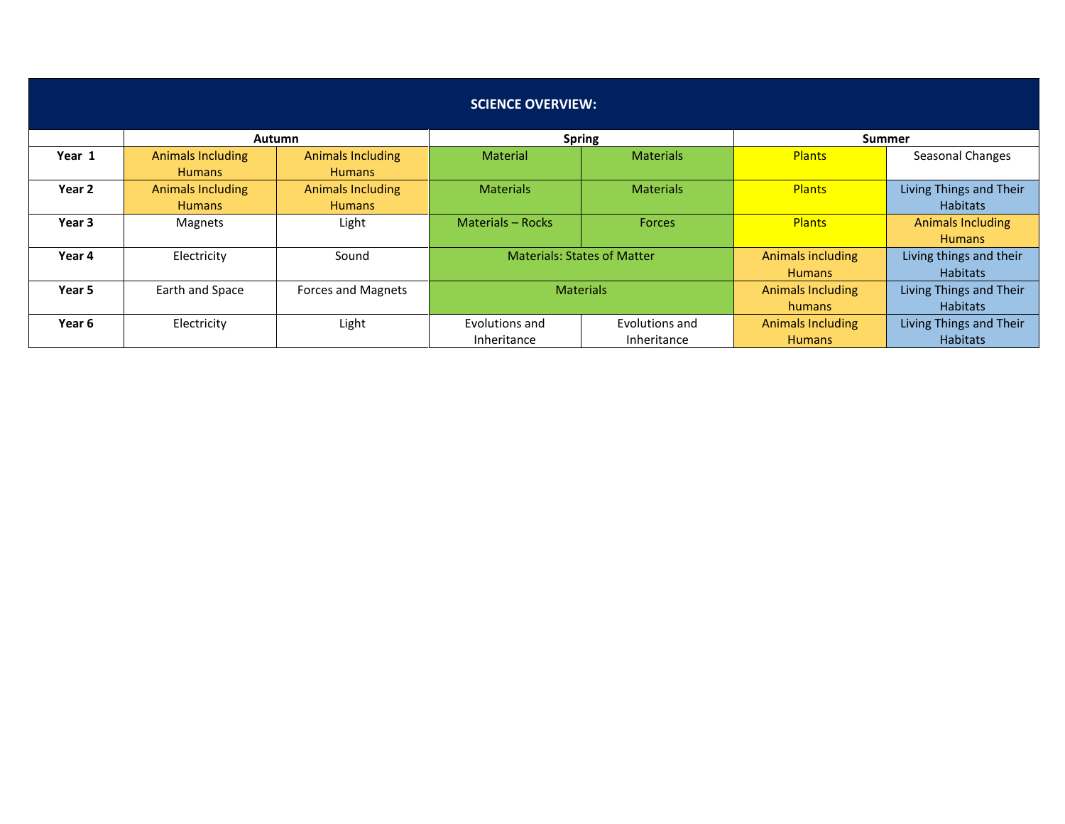# SCIENCE OVERVIEW:

| | Autumn | | Spring | | Summer | |
|---|---|---|---|---|---|---|
| **Year 1** | Animals Including Humans | Animals Including Humans | Material | Materials | Plants | Seasonal Changes |
| **Year 2** | Animals Including Humans | Animals Including Humans | Materials | Materials | Plants | Living Things and Their Habitats |
| **Year 3** | Magnets | Light | Materials – Rocks | Forces | Plants | Animals Including Humans |
| **Year 4** | Electricity | Sound | Materials: States of Matter | | Animals including Humans | Living things and their Habitats |
| **Year 5** | Earth and Space | Forces and Magnets | Materials | | Animals Including humans | Living Things and Their Habitats |
| **Year 6** | Electricity | Light | Evolutions and Inheritance | Evolutions and Inheritance | Animals Including Humans | Living Things and Their Habitats |